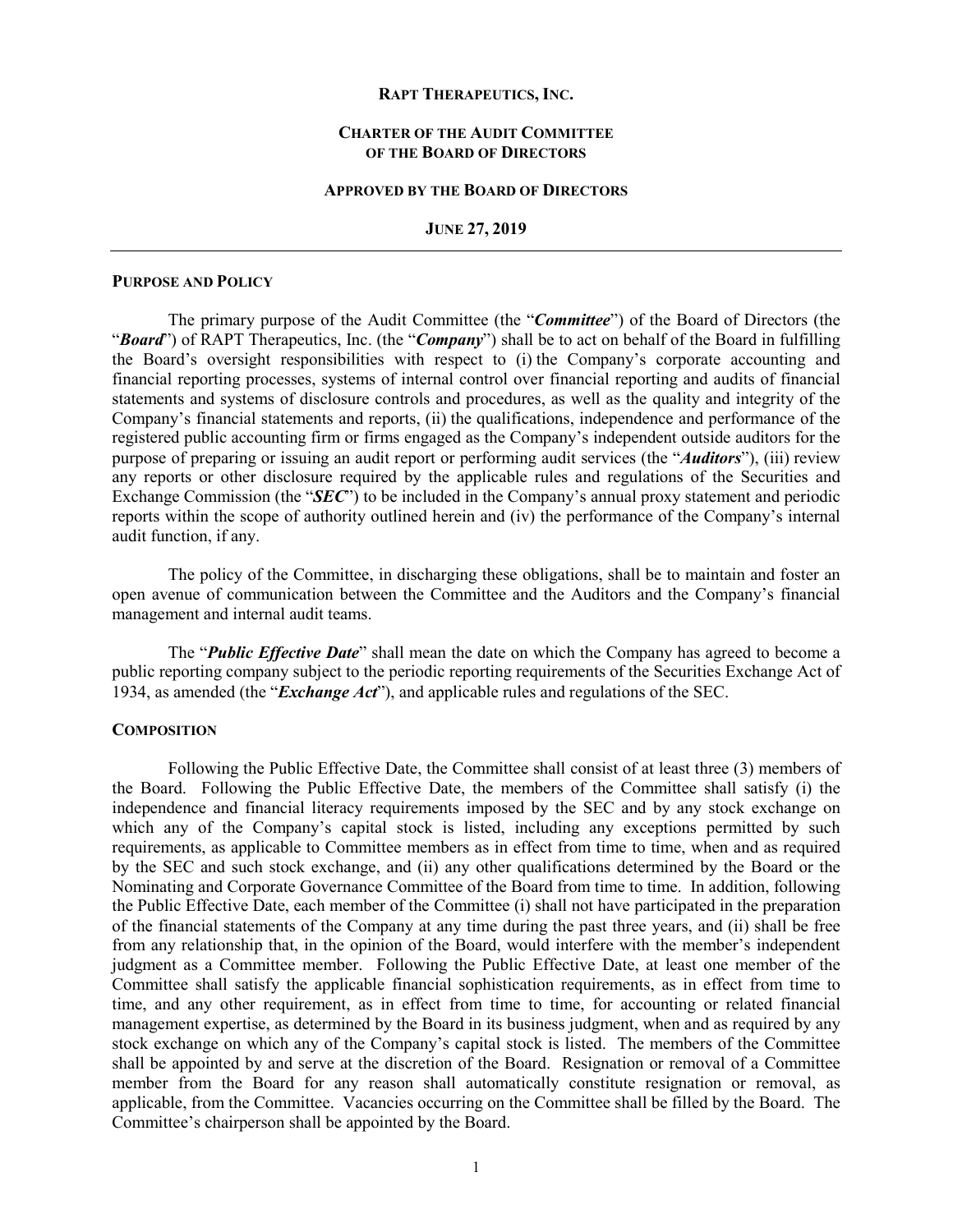# RAPT THERAPEUTICS, INC.

## CHARTER OF THE AUDIT COMMITTEE OF THE BOARD OF DIRECTORS

### APPROVED BY THE BOARD OF DIRECTORS

### JUNE 27, 2019

---

## PURPOSE AND POLICY

The primary purpose of the Audit Committee (the "***Committee***") of the Board of Directors (the "***Board***") of RAPT Therapeutics, Inc. (the "***Company***") shall be to act on behalf of the Board in fulfilling the Board's oversight responsibilities with respect to (i) the Company's corporate accounting and financial reporting processes, systems of internal control over financial reporting and audits of financial statements and systems of disclosure controls and procedures, as well as the quality and integrity of the Company's financial statements and reports, (ii) the qualifications, independence and performance of the registered public accounting firm or firms engaged as the Company's independent outside auditors for the purpose of preparing or issuing an audit report or performing audit services (the "***Auditors***"), (iii) review any reports or other disclosure required by the applicable rules and regulations of the Securities and Exchange Commission (the "***SEC***") to be included in the Company's annual proxy statement and periodic reports within the scope of authority outlined herein and (iv) the performance of the Company's internal audit function, if any.

The policy of the Committee, in discharging these obligations, shall be to maintain and foster an open avenue of communication between the Committee and the Auditors and the Company's financial management and internal audit teams.

The "***Public Effective Date***" shall mean the date on which the Company has agreed to become a public reporting company subject to the periodic reporting requirements of the Securities Exchange Act of 1934, as amended (the "***Exchange Act***"), and applicable rules and regulations of the SEC.

## COMPOSITION

Following the Public Effective Date, the Committee shall consist of at least three (3) members of the Board. Following the Public Effective Date, the members of the Committee shall satisfy (i) the independence and financial literacy requirements imposed by the SEC and by any stock exchange on which any of the Company's capital stock is listed, including any exceptions permitted by such requirements, as applicable to Committee members as in effect from time to time, when and as required by the SEC and such stock exchange, and (ii) any other qualifications determined by the Board or the Nominating and Corporate Governance Committee of the Board from time to time. In addition, following the Public Effective Date, each member of the Committee (i) shall not have participated in the preparation of the financial statements of the Company at any time during the past three years, and (ii) shall be free from any relationship that, in the opinion of the Board, would interfere with the member's independent judgment as a Committee member. Following the Public Effective Date, at least one member of the Committee shall satisfy the applicable financial sophistication requirements, as in effect from time to time, and any other requirement, as in effect from time to time, for accounting or related financial management expertise, as determined by the Board in its business judgment, when and as required by any stock exchange on which any of the Company's capital stock is listed. The members of the Committee shall be appointed by and serve at the discretion of the Board. Resignation or removal of a Committee member from the Board for any reason shall automatically constitute resignation or removal, as applicable, from the Committee. Vacancies occurring on the Committee shall be filled by the Board. The Committee's chairperson shall be appointed by the Board.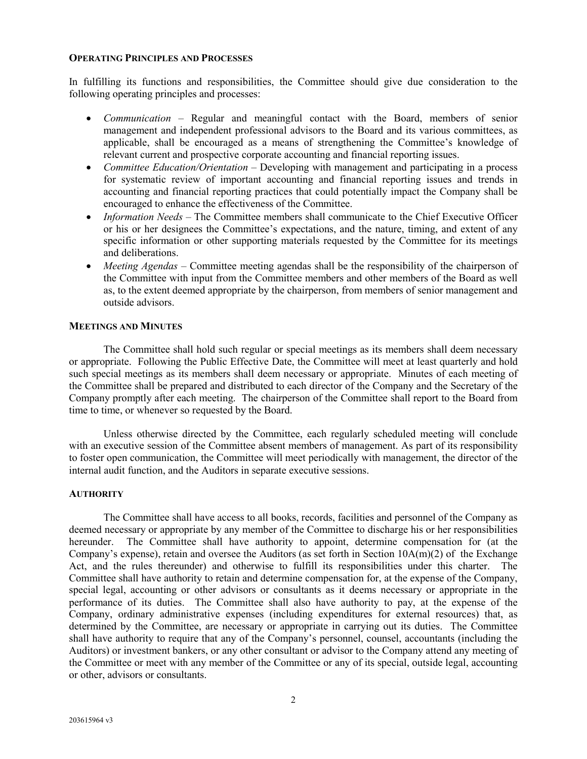## Operating Principles and Processes

In fulfilling its functions and responsibilities, the Committee should give due consideration to the following operating principles and processes:

- *Communication* – Regular and meaningful contact with the Board, members of senior management and independent professional advisors to the Board and its various committees, as applicable, shall be encouraged as a means of strengthening the Committee's knowledge of relevant current and prospective corporate accounting and financial reporting issues.
- *Committee Education/Orientation* – Developing with management and participating in a process for systematic review of important accounting and financial reporting issues and trends in accounting and financial reporting practices that could potentially impact the Company shall be encouraged to enhance the effectiveness of the Committee.
- *Information Needs* – The Committee members shall communicate to the Chief Executive Officer or his or her designees the Committee's expectations, and the nature, timing, and extent of any specific information or other supporting materials requested by the Committee for its meetings and deliberations.
- *Meeting Agendas* – Committee meeting agendas shall be the responsibility of the chairperson of the Committee with input from the Committee members and other members of the Board as well as, to the extent deemed appropriate by the chairperson, from members of senior management and outside advisors.

## Meetings and Minutes

The Committee shall hold such regular or special meetings as its members shall deem necessary or appropriate. Following the Public Effective Date, the Committee will meet at least quarterly and hold such special meetings as its members shall deem necessary or appropriate. Minutes of each meeting of the Committee shall be prepared and distributed to each director of the Company and the Secretary of the Company promptly after each meeting. The chairperson of the Committee shall report to the Board from time to time, or whenever so requested by the Board.

Unless otherwise directed by the Committee, each regularly scheduled meeting will conclude with an executive session of the Committee absent members of management. As part of its responsibility to foster open communication, the Committee will meet periodically with management, the director of the internal audit function, and the Auditors in separate executive sessions.

## Authority

The Committee shall have access to all books, records, facilities and personnel of the Company as deemed necessary or appropriate by any member of the Committee to discharge his or her responsibilities hereunder. The Committee shall have authority to appoint, determine compensation for (at the Company's expense), retain and oversee the Auditors (as set forth in Section 10A(m)(2) of the Exchange Act, and the rules thereunder) and otherwise to fulfill its responsibilities under this charter. The Committee shall have authority to retain and determine compensation for, at the expense of the Company, special legal, accounting or other advisors or consultants as it deems necessary or appropriate in the performance of its duties. The Committee shall also have authority to pay, at the expense of the Company, ordinary administrative expenses (including expenditures for external resources) that, as determined by the Committee, are necessary or appropriate in carrying out its duties. The Committee shall have authority to require that any of the Company's personnel, counsel, accountants (including the Auditors) or investment bankers, or any other consultant or advisor to the Company attend any meeting of the Committee or meet with any member of the Committee or any of its special, outside legal, accounting or other, advisors or consultants.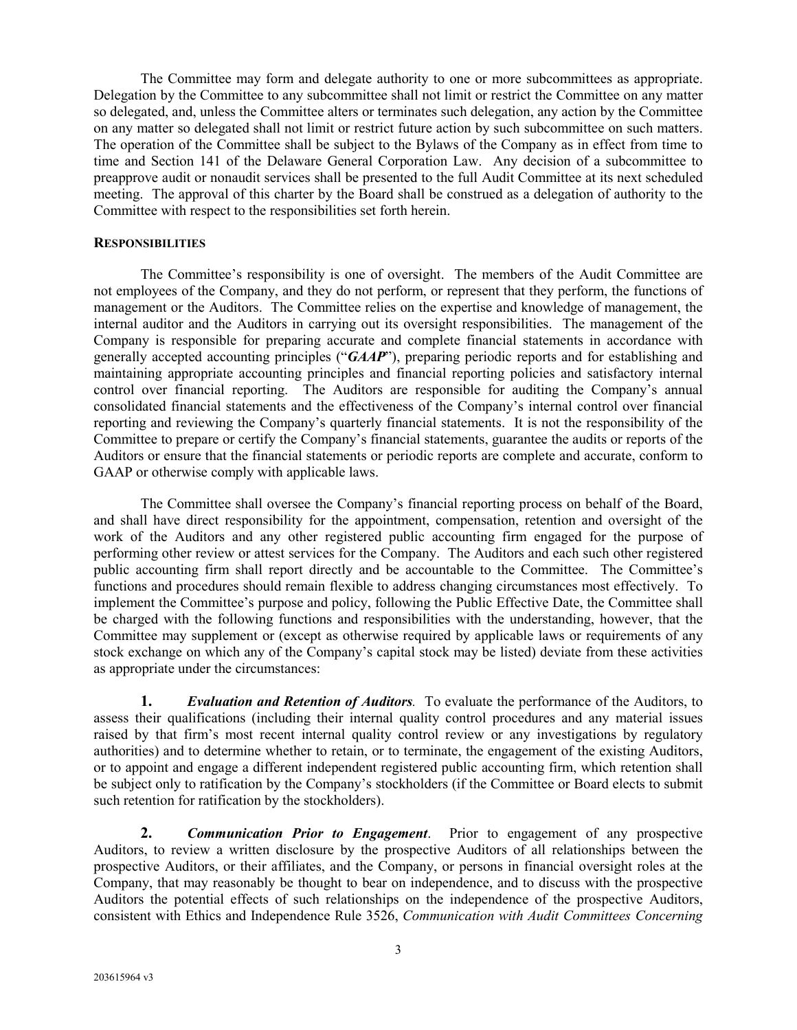The Committee may form and delegate authority to one or more subcommittees as appropriate. Delegation by the Committee to any subcommittee shall not limit or restrict the Committee on any matter so delegated, and, unless the Committee alters or terminates such delegation, any action by the Committee on any matter so delegated shall not limit or restrict future action by such subcommittee on such matters. The operation of the Committee shall be subject to the Bylaws of the Company as in effect from time to time and Section 141 of the Delaware General Corporation Law. Any decision of a subcommittee to preapprove audit or nonaudit services shall be presented to the full Audit Committee at its next scheduled meeting. The approval of this charter by the Board shall be construed as a delegation of authority to the Committee with respect to the responsibilities set forth herein.

## RESPONSIBILITIES

The Committee's responsibility is one of oversight. The members of the Audit Committee are not employees of the Company, and they do not perform, or represent that they perform, the functions of management or the Auditors. The Committee relies on the expertise and knowledge of management, the internal auditor and the Auditors in carrying out its oversight responsibilities. The management of the Company is responsible for preparing accurate and complete financial statements in accordance with generally accepted accounting principles ("***GAAP***"), preparing periodic reports and for establishing and maintaining appropriate accounting principles and financial reporting policies and satisfactory internal control over financial reporting. The Auditors are responsible for auditing the Company's annual consolidated financial statements and the effectiveness of the Company's internal control over financial reporting and reviewing the Company's quarterly financial statements. It is not the responsibility of the Committee to prepare or certify the Company's financial statements, guarantee the audits or reports of the Auditors or ensure that the financial statements or periodic reports are complete and accurate, conform to GAAP or otherwise comply with applicable laws.

The Committee shall oversee the Company's financial reporting process on behalf of the Board, and shall have direct responsibility for the appointment, compensation, retention and oversight of the work of the Auditors and any other registered public accounting firm engaged for the purpose of performing other review or attest services for the Company. The Auditors and each such other registered public accounting firm shall report directly and be accountable to the Committee. The Committee's functions and procedures should remain flexible to address changing circumstances most effectively. To implement the Committee's purpose and policy, following the Public Effective Date, the Committee shall be charged with the following functions and responsibilities with the understanding, however, that the Committee may supplement or (except as otherwise required by applicable laws or requirements of any stock exchange on which any of the Company's capital stock may be listed) deviate from these activities as appropriate under the circumstances:

**1.** ***Evaluation and Retention of Auditors.*** To evaluate the performance of the Auditors, to assess their qualifications (including their internal quality control procedures and any material issues raised by that firm's most recent internal quality control review or any investigations by regulatory authorities) and to determine whether to retain, or to terminate, the engagement of the existing Auditors, or to appoint and engage a different independent registered public accounting firm, which retention shall be subject only to ratification by the Company's stockholders (if the Committee or Board elects to submit such retention for ratification by the stockholders).

**2.** ***Communication Prior to Engagement*.** Prior to engagement of any prospective Auditors, to review a written disclosure by the prospective Auditors of all relationships between the prospective Auditors, or their affiliates, and the Company, or persons in financial oversight roles at the Company, that may reasonably be thought to bear on independence, and to discuss with the prospective Auditors the potential effects of such relationships on the independence of the prospective Auditors, consistent with Ethics and Independence Rule 3526, *Communication with Audit Committees Concerning*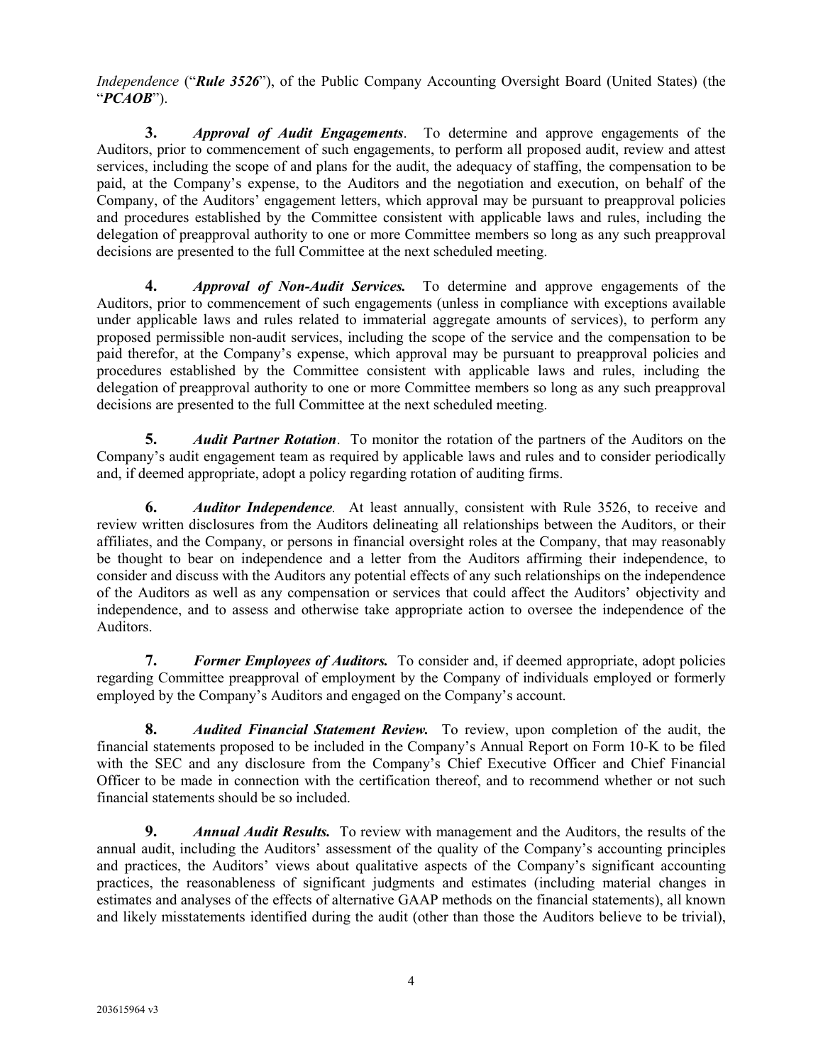*Independence* ("***Rule 3526***"), of the Public Company Accounting Oversight Board (United States) (the "***PCAOB***").

**3.** ***Approval of Audit Engagements***. To determine and approve engagements of the Auditors, prior to commencement of such engagements, to perform all proposed audit, review and attest services, including the scope of and plans for the audit, the adequacy of staffing, the compensation to be paid, at the Company's expense, to the Auditors and the negotiation and execution, on behalf of the Company, of the Auditors' engagement letters, which approval may be pursuant to preapproval policies and procedures established by the Committee consistent with applicable laws and rules, including the delegation of preapproval authority to one or more Committee members so long as any such preapproval decisions are presented to the full Committee at the next scheduled meeting.

**4.** ***Approval of Non-Audit Services.*** To determine and approve engagements of the Auditors, prior to commencement of such engagements (unless in compliance with exceptions available under applicable laws and rules related to immaterial aggregate amounts of services), to perform any proposed permissible non-audit services, including the scope of the service and the compensation to be paid therefor, at the Company's expense, which approval may be pursuant to preapproval policies and procedures established by the Committee consistent with applicable laws and rules, including the delegation of preapproval authority to one or more Committee members so long as any such preapproval decisions are presented to the full Committee at the next scheduled meeting.

**5.** ***Audit Partner Rotation***. To monitor the rotation of the partners of the Auditors on the Company's audit engagement team as required by applicable laws and rules and to consider periodically and, if deemed appropriate, adopt a policy regarding rotation of auditing firms.

**6.** ***Auditor Independence.*** At least annually, consistent with Rule 3526, to receive and review written disclosures from the Auditors delineating all relationships between the Auditors, or their affiliates, and the Company, or persons in financial oversight roles at the Company, that may reasonably be thought to bear on independence and a letter from the Auditors affirming their independence, to consider and discuss with the Auditors any potential effects of any such relationships on the independence of the Auditors as well as any compensation or services that could affect the Auditors' objectivity and independence, and to assess and otherwise take appropriate action to oversee the independence of the Auditors.

**7.** ***Former Employees of Auditors.*** To consider and, if deemed appropriate, adopt policies regarding Committee preapproval of employment by the Company of individuals employed or formerly employed by the Company's Auditors and engaged on the Company's account.

**8.** ***Audited Financial Statement Review.*** To review, upon completion of the audit, the financial statements proposed to be included in the Company's Annual Report on Form 10-K to be filed with the SEC and any disclosure from the Company's Chief Executive Officer and Chief Financial Officer to be made in connection with the certification thereof, and to recommend whether or not such financial statements should be so included.

**9.** ***Annual Audit Results.*** To review with management and the Auditors, the results of the annual audit, including the Auditors' assessment of the quality of the Company's accounting principles and practices, the Auditors' views about qualitative aspects of the Company's significant accounting practices, the reasonableness of significant judgments and estimates (including material changes in estimates and analyses of the effects of alternative GAAP methods on the financial statements), all known and likely misstatements identified during the audit (other than those the Auditors believe to be trivial),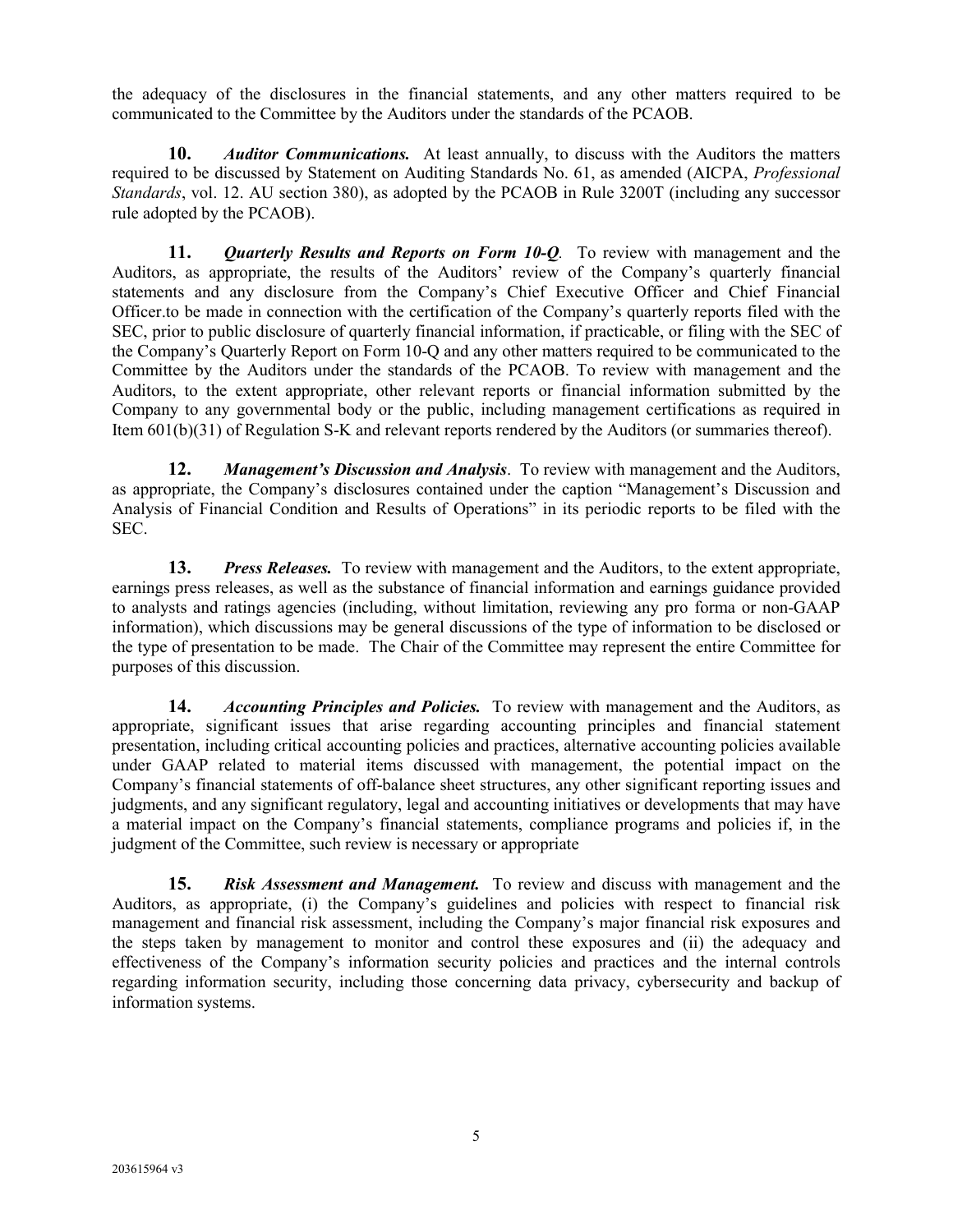the adequacy of the disclosures in the financial statements, and any other matters required to be communicated to the Committee by the Auditors under the standards of the PCAOB.

**10.** ***Auditor Communications.*** At least annually, to discuss with the Auditors the matters required to be discussed by Statement on Auditing Standards No. 61, as amended (AICPA, *Professional Standards*, vol. 12. AU section 380), as adopted by the PCAOB in Rule 3200T (including any successor rule adopted by the PCAOB).

**11.** ***Quarterly Results and Reports on Form 10-Q*.** To review with management and the Auditors, as appropriate, the results of the Auditors' review of the Company's quarterly financial statements and any disclosure from the Company's Chief Executive Officer and Chief Financial Officer.to be made in connection with the certification of the Company's quarterly reports filed with the SEC, prior to public disclosure of quarterly financial information, if practicable, or filing with the SEC of the Company's Quarterly Report on Form 10-Q and any other matters required to be communicated to the Committee by the Auditors under the standards of the PCAOB. To review with management and the Auditors, to the extent appropriate, other relevant reports or financial information submitted by the Company to any governmental body or the public, including management certifications as required in Item 601(b)(31) of Regulation S-K and relevant reports rendered by the Auditors (or summaries thereof).

**12.** ***Management's Discussion and Analysis*.** To review with management and the Auditors, as appropriate, the Company's disclosures contained under the caption "Management's Discussion and Analysis of Financial Condition and Results of Operations" in its periodic reports to be filed with the SEC.

**13.** ***Press Releases.*** To review with management and the Auditors, to the extent appropriate, earnings press releases, as well as the substance of financial information and earnings guidance provided to analysts and ratings agencies (including, without limitation, reviewing any pro forma or non-GAAP information), which discussions may be general discussions of the type of information to be disclosed or the type of presentation to be made. The Chair of the Committee may represent the entire Committee for purposes of this discussion.

**14.** ***Accounting Principles and Policies.*** To review with management and the Auditors, as appropriate, significant issues that arise regarding accounting principles and financial statement presentation, including critical accounting policies and practices, alternative accounting policies available under GAAP related to material items discussed with management, the potential impact on the Company's financial statements of off-balance sheet structures, any other significant reporting issues and judgments, and any significant regulatory, legal and accounting initiatives or developments that may have a material impact on the Company's financial statements, compliance programs and policies if, in the judgment of the Committee, such review is necessary or appropriate

**15.** ***Risk Assessment and Management.*** To review and discuss with management and the Auditors, as appropriate, (i) the Company's guidelines and policies with respect to financial risk management and financial risk assessment, including the Company's major financial risk exposures and the steps taken by management to monitor and control these exposures and (ii) the adequacy and effectiveness of the Company's information security policies and practices and the internal controls regarding information security, including those concerning data privacy, cybersecurity and backup of information systems.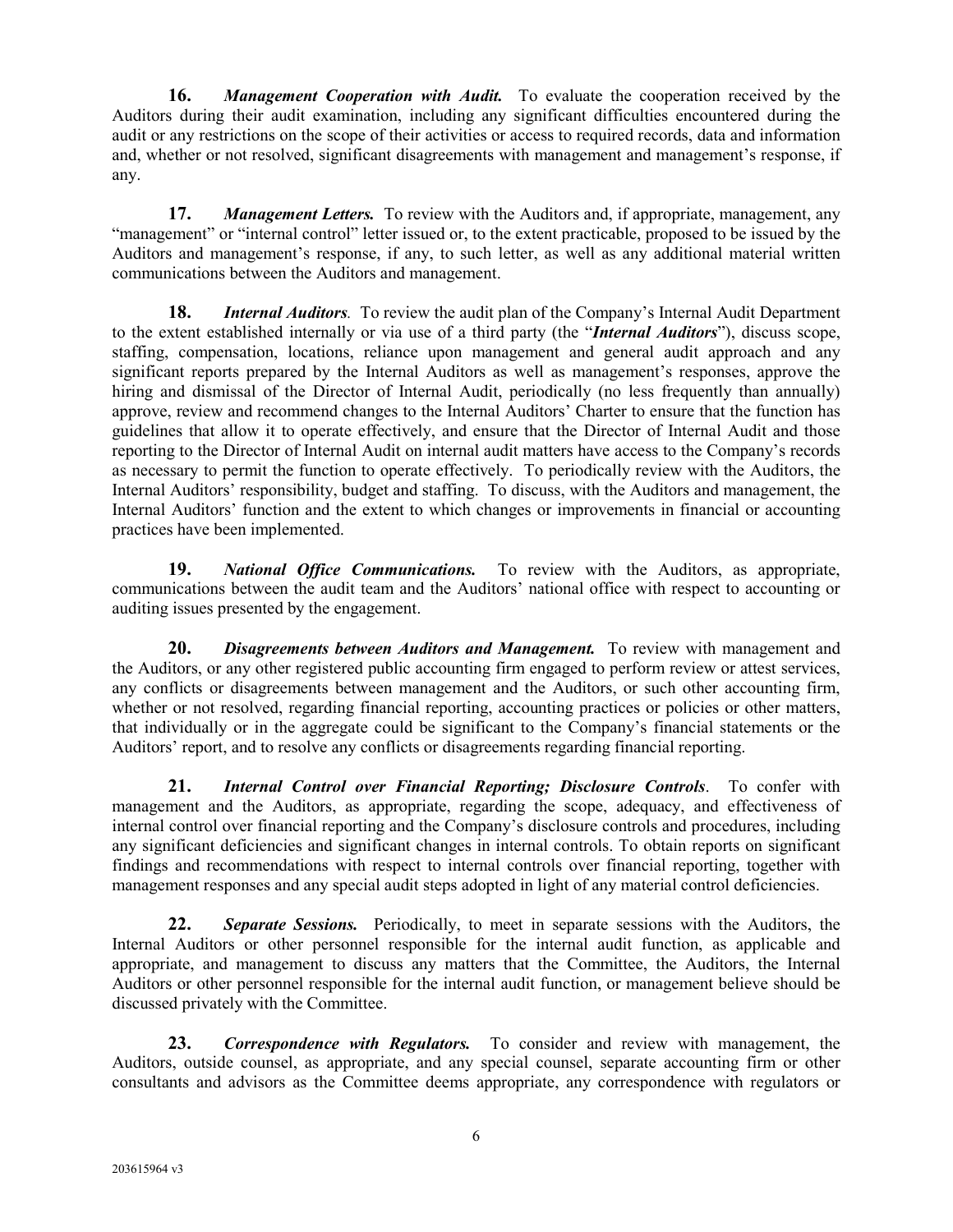**16.** ***Management Cooperation with Audit.*** To evaluate the cooperation received by the Auditors during their audit examination, including any significant difficulties encountered during the audit or any restrictions on the scope of their activities or access to required records, data and information and, whether or not resolved, significant disagreements with management and management's response, if any.

**17.** ***Management Letters.*** To review with the Auditors and, if appropriate, management, any "management" or "internal control" letter issued or, to the extent practicable, proposed to be issued by the Auditors and management's response, if any, to such letter, as well as any additional material written communications between the Auditors and management.

**18.** ***Internal Auditors.*** To review the audit plan of the Company's Internal Audit Department to the extent established internally or via use of a third party (the "***Internal Auditors***"), discuss scope, staffing, compensation, locations, reliance upon management and general audit approach and any significant reports prepared by the Internal Auditors as well as management's responses, approve the hiring and dismissal of the Director of Internal Audit, periodically (no less frequently than annually) approve, review and recommend changes to the Internal Auditors' Charter to ensure that the function has guidelines that allow it to operate effectively, and ensure that the Director of Internal Audit and those reporting to the Director of Internal Audit on internal audit matters have access to the Company's records as necessary to permit the function to operate effectively. To periodically review with the Auditors, the Internal Auditors' responsibility, budget and staffing. To discuss, with the Auditors and management, the Internal Auditors' function and the extent to which changes or improvements in financial or accounting practices have been implemented.

**19.** ***National Office Communications.*** To review with the Auditors, as appropriate, communications between the audit team and the Auditors' national office with respect to accounting or auditing issues presented by the engagement.

**20.** ***Disagreements between Auditors and Management.*** To review with management and the Auditors, or any other registered public accounting firm engaged to perform review or attest services, any conflicts or disagreements between management and the Auditors, or such other accounting firm, whether or not resolved, regarding financial reporting, accounting practices or policies or other matters, that individually or in the aggregate could be significant to the Company's financial statements or the Auditors' report, and to resolve any conflicts or disagreements regarding financial reporting.

**21.** ***Internal Control over Financial Reporting; Disclosure Controls***. To confer with management and the Auditors, as appropriate, regarding the scope, adequacy, and effectiveness of internal control over financial reporting and the Company's disclosure controls and procedures, including any significant deficiencies and significant changes in internal controls. To obtain reports on significant findings and recommendations with respect to internal controls over financial reporting, together with management responses and any special audit steps adopted in light of any material control deficiencies.

**22.** ***Separate Sessions.*** Periodically, to meet in separate sessions with the Auditors, the Internal Auditors or other personnel responsible for the internal audit function, as applicable and appropriate, and management to discuss any matters that the Committee, the Auditors, the Internal Auditors or other personnel responsible for the internal audit function, or management believe should be discussed privately with the Committee.

**23.** ***Correspondence with Regulators.*** To consider and review with management, the Auditors, outside counsel, as appropriate, and any special counsel, separate accounting firm or other consultants and advisors as the Committee deems appropriate, any correspondence with regulators or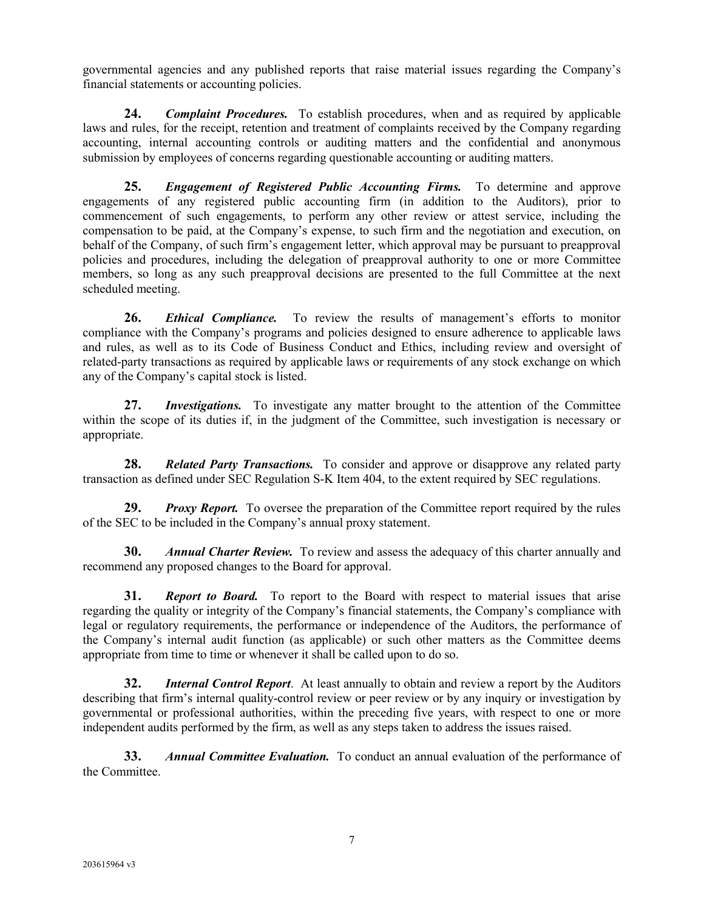governmental agencies and any published reports that raise material issues regarding the Company's financial statements or accounting policies.

**24.** ***Complaint Procedures.*** To establish procedures, when and as required by applicable laws and rules, for the receipt, retention and treatment of complaints received by the Company regarding accounting, internal accounting controls or auditing matters and the confidential and anonymous submission by employees of concerns regarding questionable accounting or auditing matters.

**25.** ***Engagement of Registered Public Accounting Firms.*** To determine and approve engagements of any registered public accounting firm (in addition to the Auditors), prior to commencement of such engagements, to perform any other review or attest service, including the compensation to be paid, at the Company's expense, to such firm and the negotiation and execution, on behalf of the Company, of such firm's engagement letter, which approval may be pursuant to preapproval policies and procedures, including the delegation of preapproval authority to one or more Committee members, so long as any such preapproval decisions are presented to the full Committee at the next scheduled meeting.

**26.** ***Ethical Compliance.*** To review the results of management's efforts to monitor compliance with the Company's programs and policies designed to ensure adherence to applicable laws and rules, as well as to its Code of Business Conduct and Ethics, including review and oversight of related-party transactions as required by applicable laws or requirements of any stock exchange on which any of the Company's capital stock is listed.

**27.** ***Investigations.*** To investigate any matter brought to the attention of the Committee within the scope of its duties if, in the judgment of the Committee, such investigation is necessary or appropriate.

**28.** ***Related Party Transactions.*** To consider and approve or disapprove any related party transaction as defined under SEC Regulation S-K Item 404, to the extent required by SEC regulations.

**29.** ***Proxy Report.*** To oversee the preparation of the Committee report required by the rules of the SEC to be included in the Company's annual proxy statement.

**30.** ***Annual Charter Review.*** To review and assess the adequacy of this charter annually and recommend any proposed changes to the Board for approval.

**31.** ***Report to Board.*** To report to the Board with respect to material issues that arise regarding the quality or integrity of the Company's financial statements, the Company's compliance with legal or regulatory requirements, the performance or independence of the Auditors, the performance of the Company's internal audit function (as applicable) or such other matters as the Committee deems appropriate from time to time or whenever it shall be called upon to do so.

**32.** ***Internal Control Report***. At least annually to obtain and review a report by the Auditors describing that firm's internal quality-control review or peer review or by any inquiry or investigation by governmental or professional authorities, within the preceding five years, with respect to one or more independent audits performed by the firm, as well as any steps taken to address the issues raised.

**33.** ***Annual Committee Evaluation.*** To conduct an annual evaluation of the performance of the Committee.

203615964 v3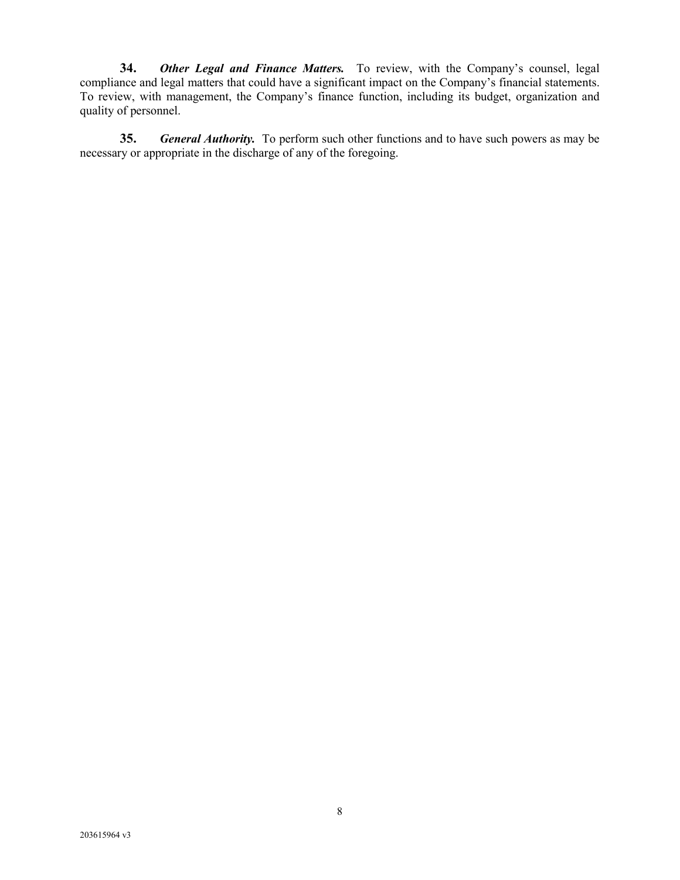**34.** ***Other Legal and Finance Matters.*** To review, with the Company's counsel, legal compliance and legal matters that could have a significant impact on the Company's financial statements. To review, with management, the Company's finance function, including its budget, organization and quality of personnel.

**35.** ***General Authority.*** To perform such other functions and to have such powers as may be necessary or appropriate in the discharge of any of the foregoing.